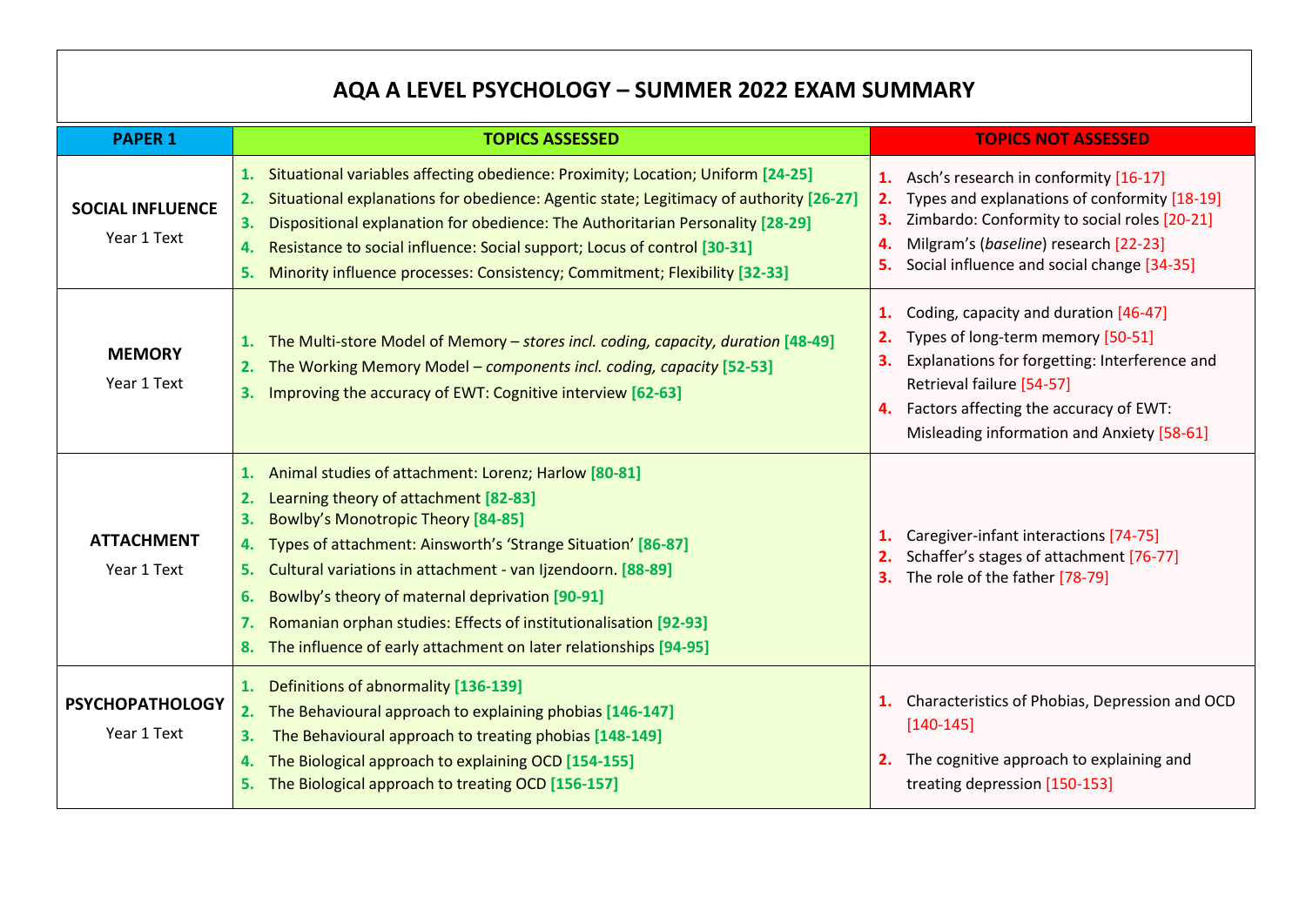# AQA A LEVEL PSYCHOLOGY – SUMMER 2022 EXAM SUMMARY

| PAPER 1 | TOPICS ASSESSED | TOPICS NOT ASSESSED |
|---|---|---|
| **SOCIAL INFLUENCE** Year 1 Text | 1. Situational variables affecting obedience: Proximity; Location; Uniform **[24-25]**<br>2. Situational explanations for obedience: Agentic state; Legitimacy of authority **[26-27]**<br>3. Dispositional explanation for obedience: The Authoritarian Personality **[28-29]**<br>4. Resistance to social influence: Social support; Locus of control **[30-31]**<br>5. Minority influence processes: Consistency; Commitment; Flexibility **[32-33]** | 1. Asch's research in conformity [16-17]<br>2. Types and explanations of conformity [18-19]<br>3. Zimbardo: Conformity to social roles [20-21]<br>4. Milgram's (*baseline*) research [22-23]<br>5. Social influence and social change [34-35] |
| **MEMORY** Year 1 Text | 1. The Multi-store Model of Memory – *stores incl. coding, capacity, duration* **[48-49]**<br>2. The Working Memory Model – *components incl. coding, capacity* **[52-53]**<br>3. Improving the accuracy of EWT: Cognitive interview **[62-63]** | 1. Coding, capacity and duration [46-47]<br>2. Types of long-term memory [50-51]<br>3. Explanations for forgetting: Interference and Retrieval failure [54-57]<br>4. Factors affecting the accuracy of EWT: Misleading information and Anxiety [58-61] |
| **ATTACHMENT** Year 1 Text | 1. Animal studies of attachment: Lorenz; Harlow **[80-81]**<br>2. Learning theory of attachment **[82-83]**<br>3. Bowlby's Monotropic Theory **[84-85]**<br>4. Types of attachment: Ainsworth's 'Strange Situation' **[86-87]**<br>5. Cultural variations in attachment - van Ijzendoorn. **[88-89]**<br>6. Bowlby's theory of maternal deprivation **[90-91]**<br>7. Romanian orphan studies: Effects of institutionalisation **[92-93]**<br>8. The influence of early attachment on later relationships **[94-95]** | 1. Caregiver-infant interactions [74-75]<br>2. Schaffer's stages of attachment [76-77]<br>3. The role of the father [78-79] |
| **PSYCHOPATHOLOGY** Year 1 Text | 1. Definitions of abnormality **[136-139]**<br>2. The Behavioural approach to explaining phobias **[146-147]**<br>3. The Behavioural approach to treating phobias **[148-149]**<br>4. The Biological approach to explaining OCD **[154-155]**<br>5. The Biological approach to treating OCD **[156-157]** | 1. Characteristics of Phobias, Depression and OCD [140-145]<br>2. The cognitive approach to explaining and treating depression [150-153] |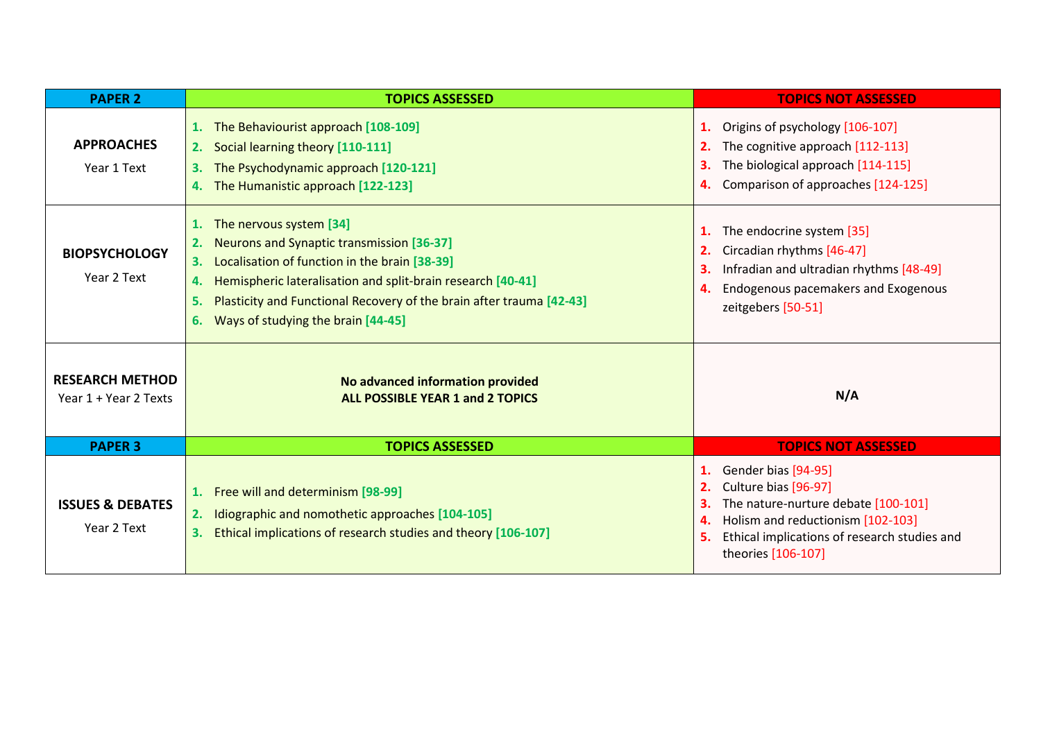| PAPER 2 | TOPICS ASSESSED | TOPICS NOT ASSESSED |
|---|---|---|
| **APPROACHES**<br>Year 1 Text | 1. The Behaviourist approach **[108-109]**<br>2. Social learning theory **[110-111]**<br>3. The Psychodynamic approach **[120-121]**<br>4. The Humanistic approach **[122-123]** | 1. Origins of psychology [106-107]<br>2. The cognitive approach [112-113]<br>3. The biological approach [114-115]<br>4. Comparison of approaches [124-125] |
| **BIOPSYCHOLOGY**<br>Year 2 Text | 1. The nervous system **[34]**<br>2. Neurons and Synaptic transmission **[36-37]**<br>3. Localisation of function in the brain **[38-39]**<br>4. Hemispheric lateralisation and split-brain research **[40-41]**<br>5. Plasticity and Functional Recovery of the brain after trauma **[42-43]**<br>6. Ways of studying the brain **[44-45]** | 1. The endocrine system [35]<br>2. Circadian rhythms [46-47]<br>3. Infradian and ultradian rhythms [48-49]<br>4. Endogenous pacemakers and Exogenous zeitgebers [50-51] |
| **RESEARCH METHOD**<br>Year 1 + Year 2 Texts | **No advanced information provided**<br>**ALL POSSIBLE YEAR 1 and 2 TOPICS** | **N/A** |
| **PAPER 3** | **TOPICS ASSESSED** | **TOPICS NOT ASSESSED** |
| **ISSUES & DEBATES**<br>Year 2 Text | 1. Free will and determinism **[98-99]**<br>2. Idiographic and nomothetic approaches **[104-105]**<br>3. Ethical implications of research studies and theory **[106-107]** | 1. Gender bias [94-95]<br>2. Culture bias [96-97]<br>3. The nature-nurture debate [100-101]<br>4. Holism and reductionism [102-103]<br>5. Ethical implications of research studies and theories [106-107] |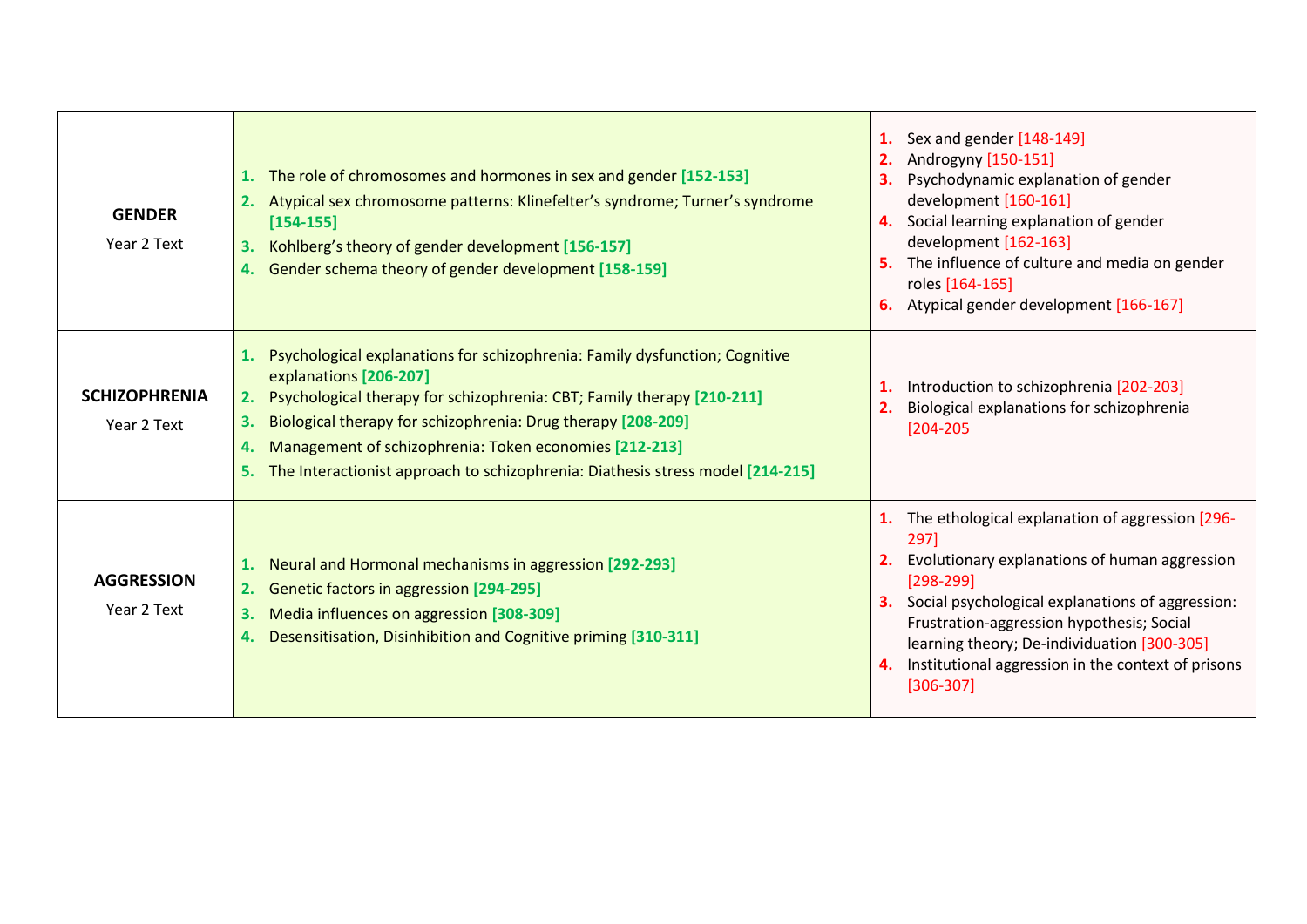| | | |
|---|---|---|
| **GENDER**<br>Year 2 Text | 1. The role of chromosomes and hormones in sex and gender **[152-153]**<br>2. Atypical sex chromosome patterns: Klinefelter's syndrome; Turner's syndrome **[154-155]**<br>3. Kohlberg's theory of gender development **[156-157]**<br>4. Gender schema theory of gender development **[158-159]** | 1. Sex and gender [148-149]<br>2. Androgyny [150-151]<br>3. Psychodynamic explanation of gender development [160-161]<br>4. Social learning explanation of gender development [162-163]<br>5. The influence of culture and media on gender roles [164-165]<br>6. Atypical gender development [166-167] |
| **SCHIZOPHRENIA**<br>Year 2 Text | 1. Psychological explanations for schizophrenia: Family dysfunction; Cognitive explanations **[206-207]**<br>2. Psychological therapy for schizophrenia: CBT; Family therapy **[210-211]**<br>3. Biological therapy for schizophrenia: Drug therapy **[208-209]**<br>4. Management of schizophrenia: Token economies **[212-213]**<br>5. The Interactionist approach to schizophrenia: Diathesis stress model **[214-215]** | 1. Introduction to schizophrenia [202-203]<br>2. Biological explanations for schizophrenia [204-205 |
| **AGGRESSION**<br>Year 2 Text | 1. Neural and Hormonal mechanisms in aggression **[292-293]**<br>2. Genetic factors in aggression **[294-295]**<br>3. Media influences on aggression **[308-309]**<br>4. Desensitisation, Disinhibition and Cognitive priming **[310-311]** | 1. The ethological explanation of aggression [296-297]<br>2. Evolutionary explanations of human aggression [298-299]<br>3. Social psychological explanations of aggression: Frustration-aggression hypothesis; Social learning theory; De-individuation [300-305]<br>4. Institutional aggression in the context of prisons [306-307] |